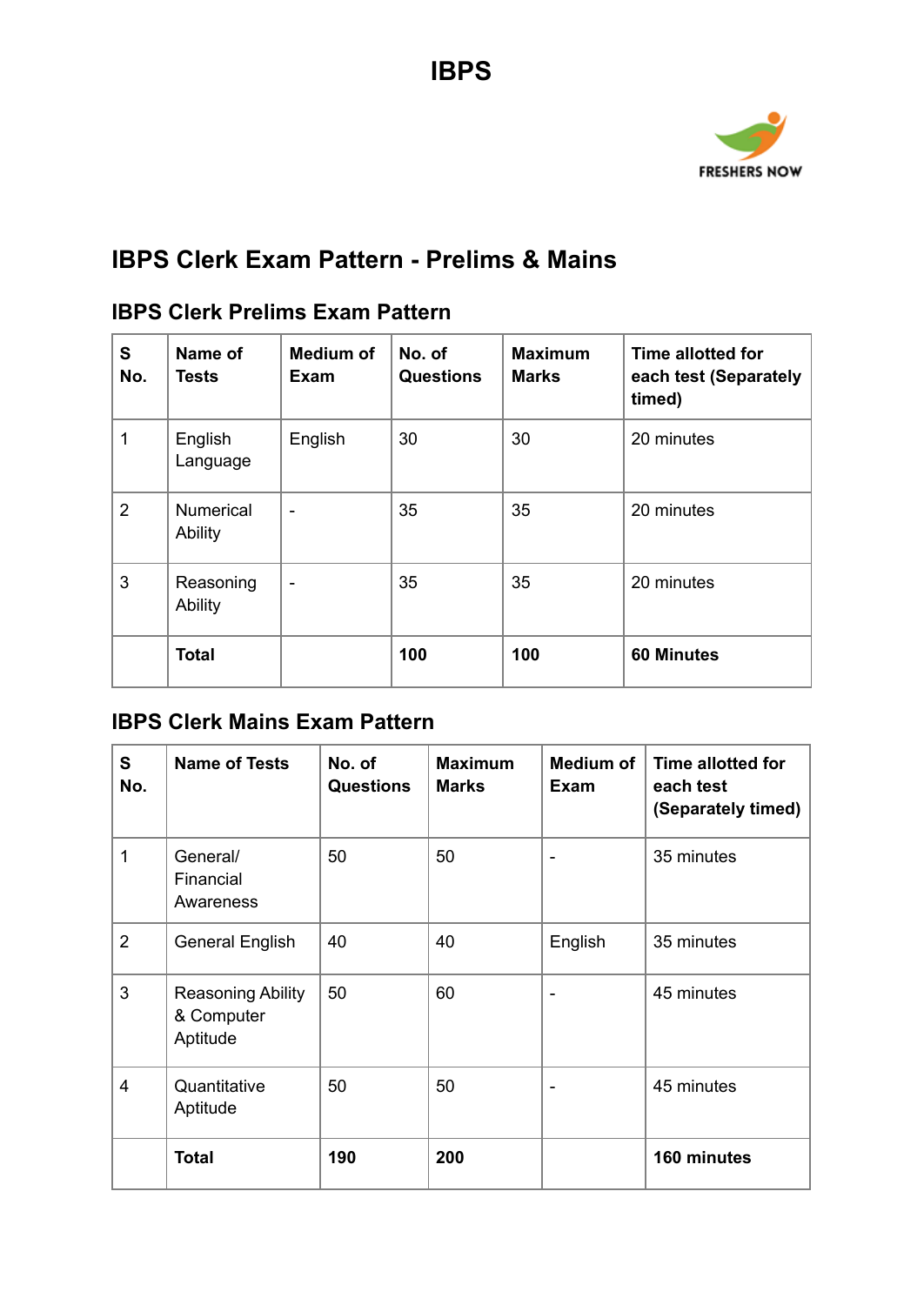# IBPS

## IBPS Clerk Exam Pattern - Prelims & Mains

### IBPS Clerk Prelims Exam Pattern

| S No. | Name of Tests | Medium of Exam | No. of Questions | Maximum Marks | Time allotted for each test (Separately timed) |
|---|---|---|---|---|---|
| 1 | English Language | English | 30 | 30 | 20 minutes |
| 2 | Numerical Ability | - | 35 | 35 | 20 minutes |
| 3 | Reasoning Ability | - | 35 | 35 | 20 minutes |
| | **Total** | | **100** | **100** | **60 Minutes** |

### IBPS Clerk Mains Exam Pattern

| S No. | Name of Tests | No. of Questions | Maximum Marks | Medium of Exam | Time allotted for each test (Separately timed) |
|---|---|---|---|---|---|
| 1 | General/ Financial Awareness | 50 | 50 | - | 35 minutes |
| 2 | General English | 40 | 40 | English | 35 minutes |
| 3 | Reasoning Ability & Computer Aptitude | 50 | 60 | - | 45 minutes |
| 4 | Quantitative Aptitude | 50 | 50 | - | 45 minutes |
| | **Total** | **190** | **200** | | **160 minutes** |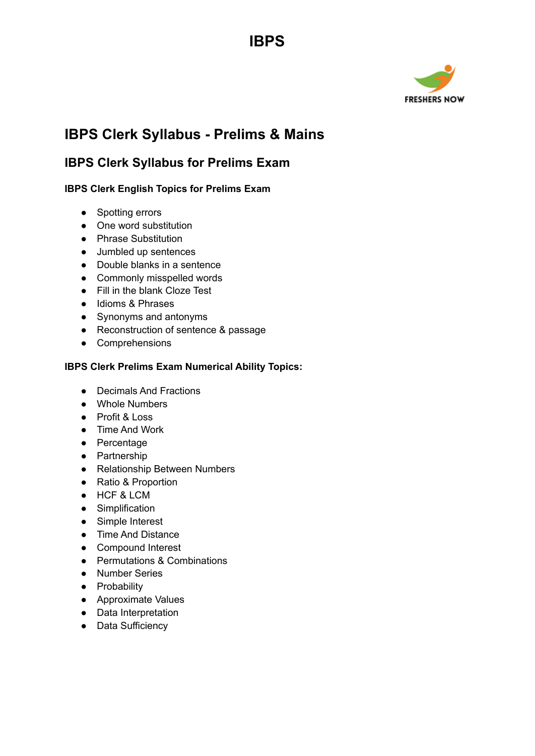## IBPS Clerk Syllabus - Prelims & Mains

### IBPS Clerk Syllabus for Prelims Exam

**IBPS Clerk English Topics for Prelims Exam**

- Spotting errors
- One word substitution
- Phrase Substitution
- Jumbled up sentences
- Double blanks in a sentence
- Commonly misspelled words
- Fill in the blank Cloze Test
- Idioms & Phrases
- Synonyms and antonyms
- Reconstruction of sentence & passage
- Comprehensions

**IBPS Clerk Prelims Exam Numerical Ability Topics:**

- Decimals And Fractions
- Whole Numbers
- Profit & Loss
- Time And Work
- Percentage
- Partnership
- Relationship Between Numbers
- Ratio & Proportion
- HCF & LCM
- Simplification
- Simple Interest
- Time And Distance
- Compound Interest
- Permutations & Combinations
- Number Series
- Probability
- Approximate Values
- Data Interpretation
- Data Sufficiency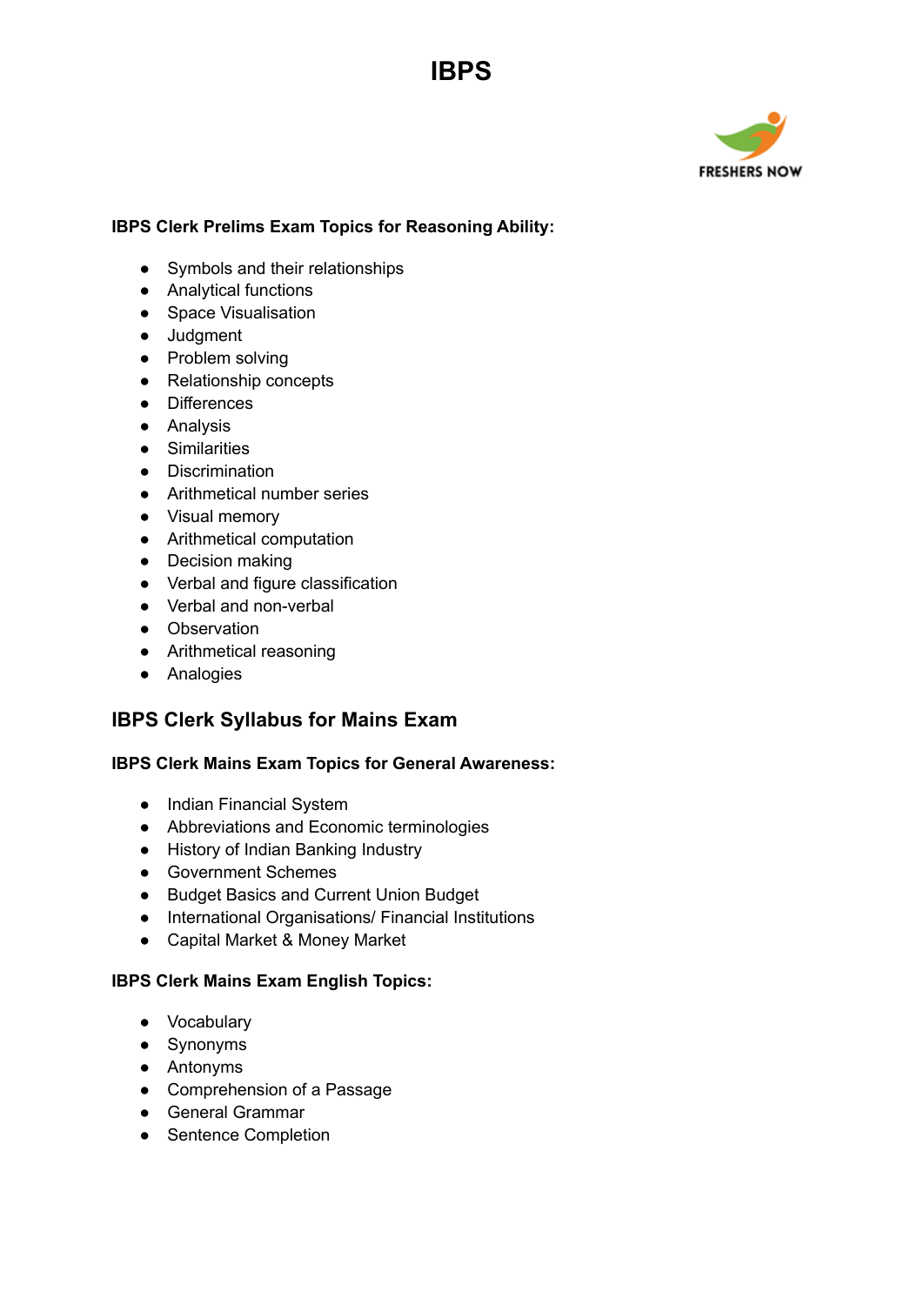# IBPS

**IBPS Clerk Prelims Exam Topics for Reasoning Ability:**

- Symbols and their relationships
- Analytical functions
- Space Visualisation
- Judgment
- Problem solving
- Relationship concepts
- Differences
- Analysis
- Similarities
- Discrimination
- Arithmetical number series
- Visual memory
- Arithmetical computation
- Decision making
- Verbal and figure classification
- Verbal and non-verbal
- Observation
- Arithmetical reasoning
- Analogies

## IBPS Clerk Syllabus for Mains Exam

**IBPS Clerk Mains Exam Topics for General Awareness:**

- Indian Financial System
- Abbreviations and Economic terminologies
- History of Indian Banking Industry
- Government Schemes
- Budget Basics and Current Union Budget
- International Organisations/ Financial Institutions
- Capital Market & Money Market

**IBPS Clerk Mains Exam English Topics:**

- Vocabulary
- Synonyms
- Antonyms
- Comprehension of a Passage
- General Grammar
- Sentence Completion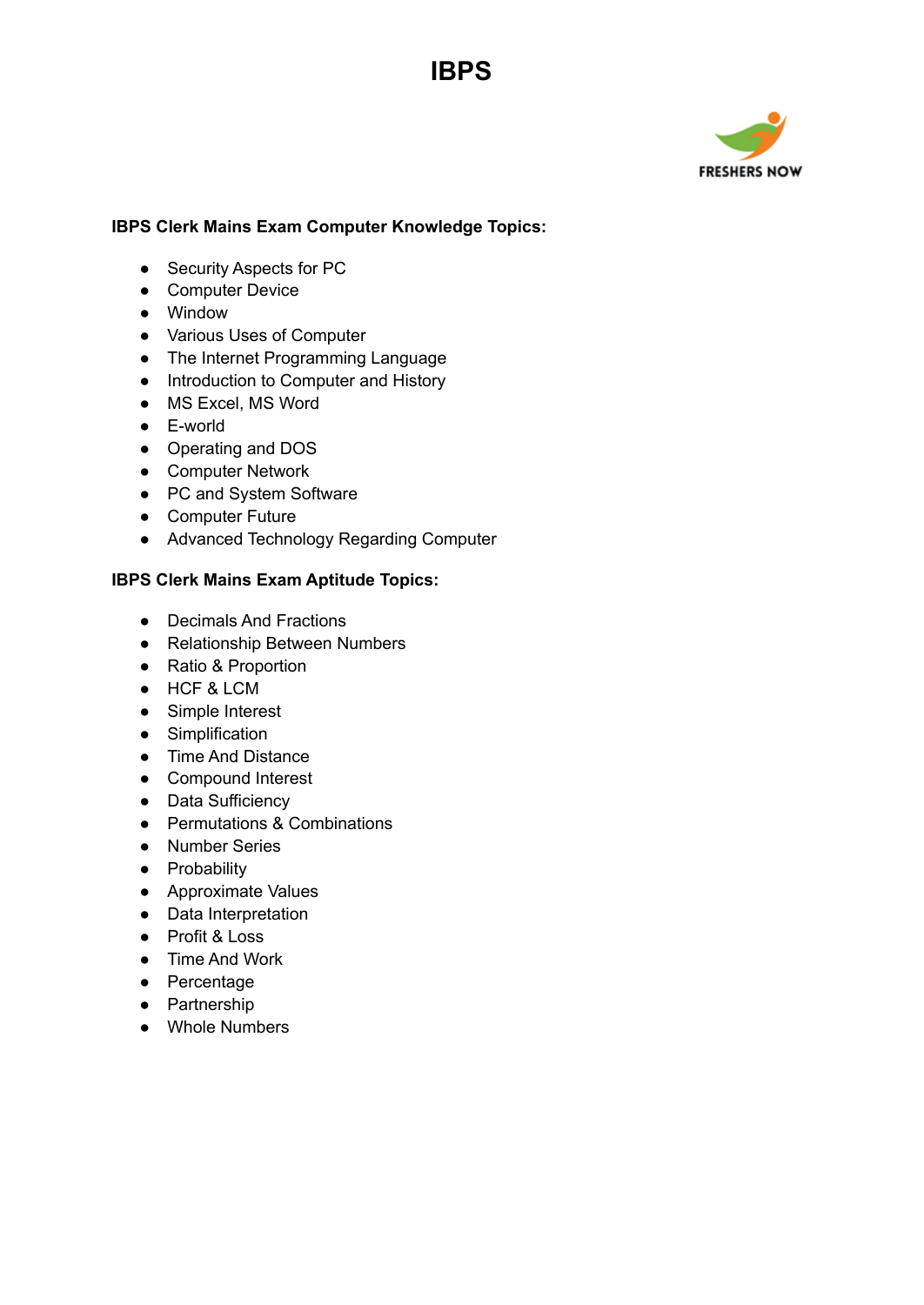# IBPS

**IBPS Clerk Mains Exam Computer Knowledge Topics:**

- Security Aspects for PC
- Computer Device
- Window
- Various Uses of Computer
- The Internet Programming Language
- Introduction to Computer and History
- MS Excel, MS Word
- E-world
- Operating and DOS
- Computer Network
- PC and System Software
- Computer Future
- Advanced Technology Regarding Computer

**IBPS Clerk Mains Exam Aptitude Topics:**

- Decimals And Fractions
- Relationship Between Numbers
- Ratio & Proportion
- HCF & LCM
- Simple Interest
- Simplification
- Time And Distance
- Compound Interest
- Data Sufficiency
- Permutations & Combinations
- Number Series
- Probability
- Approximate Values
- Data Interpretation
- Profit & Loss
- Time And Work
- Percentage
- Partnership
- Whole Numbers